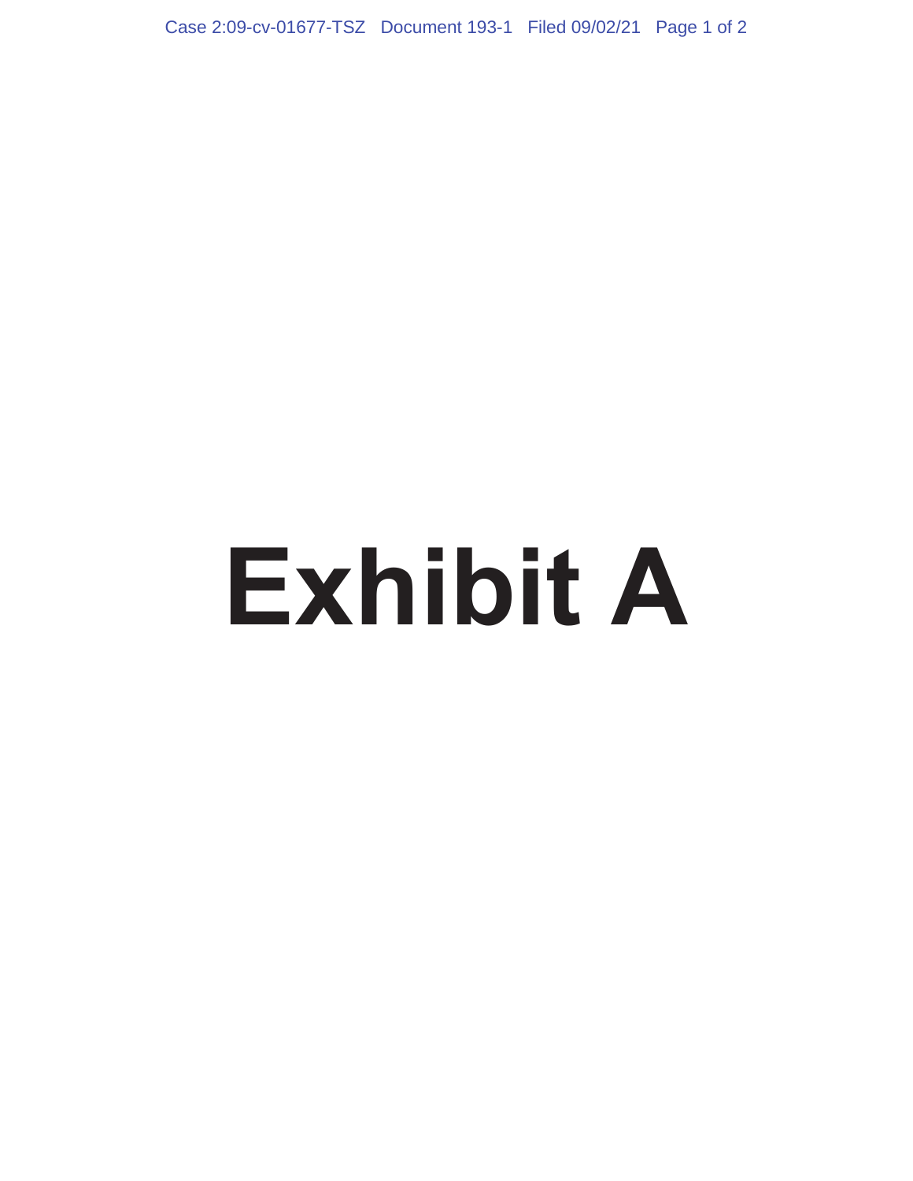# Exhibit A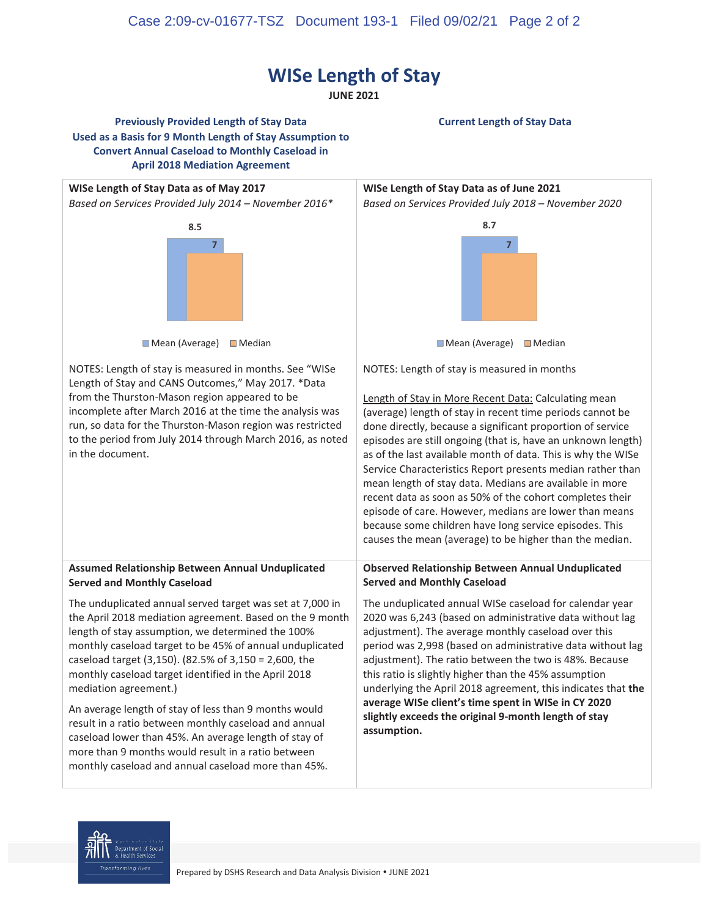# WISe Length of Stay

**JUNE 2021**

**Previously Provided Length of Stay Data Used as a Basis for 9 Month Length of Stay Assumption to Convert Annual Caseload to Monthly Caseload in April 2018 Mediation Agreement**

**WISe Length of Stay Data as of May 2017**

*Based on Services Provided July 2014 – November 2016**

8.5

7

Mean (Average)    Median

NOTES: Length of stay is measured in months. See "WISe Length of Stay and CANS Outcomes," May 2017. *Data from the Thurston-Mason region appeared to be incomplete after March 2016 at the time the analysis was run, so data for the Thurston-Mason region was restricted to the period from July 2014 through March 2016, as noted in the document.

**Assumed Relationship Between Annual Unduplicated Served and Monthly Caseload**

The unduplicated annual served target was set at 7,000 in the April 2018 mediation agreement. Based on the 9 month length of stay assumption, we determined the 100% monthly caseload target to be 45% of annual unduplicated caseload target (3,150). (82.5% of 3,150 = 2,600, the monthly caseload target identified in the April 2018 mediation agreement.)

An average length of stay of less than 9 months would result in a ratio between monthly caseload and annual caseload lower than 45%. An average length of stay of more than 9 months would result in a ratio between monthly caseload and annual caseload more than 45%.

**Current Length of Stay Data**

**WISe Length of Stay Data as of June 2021**

*Based on Services Provided July 2018 – November 2020*

8.7

7

Mean (Average)    Median

NOTES: Length of stay is measured in months

Length of Stay in More Recent Data: Calculating mean (average) length of stay in recent time periods cannot be done directly, because a significant proportion of service episodes are still ongoing (that is, have an unknown length) as of the last available month of data. This is why the WISe Service Characteristics Report presents median rather than mean length of stay data. Medians are available in more recent data as soon as 50% of the cohort completes their episode of care. However, medians are lower than means because some children have long service episodes. This causes the mean (average) to be higher than the median.

**Observed Relationship Between Annual Unduplicated Served and Monthly Caseload**

The unduplicated annual WISe caseload for calendar year 2020 was 6,243 (based on administrative data without lag adjustment). The average monthly caseload over this period was 2,998 (based on administrative data without lag adjustment). The ratio between the two is 48%. Because this ratio is slightly higher than the 45% assumption underlying the April 2018 agreement, this indicates that **the average WISe client's time spent in WISe in CY 2020 slightly exceeds the original 9-month length of stay assumption.**

Prepared by DSHS Research and Data Analysis Division • JUNE 2021